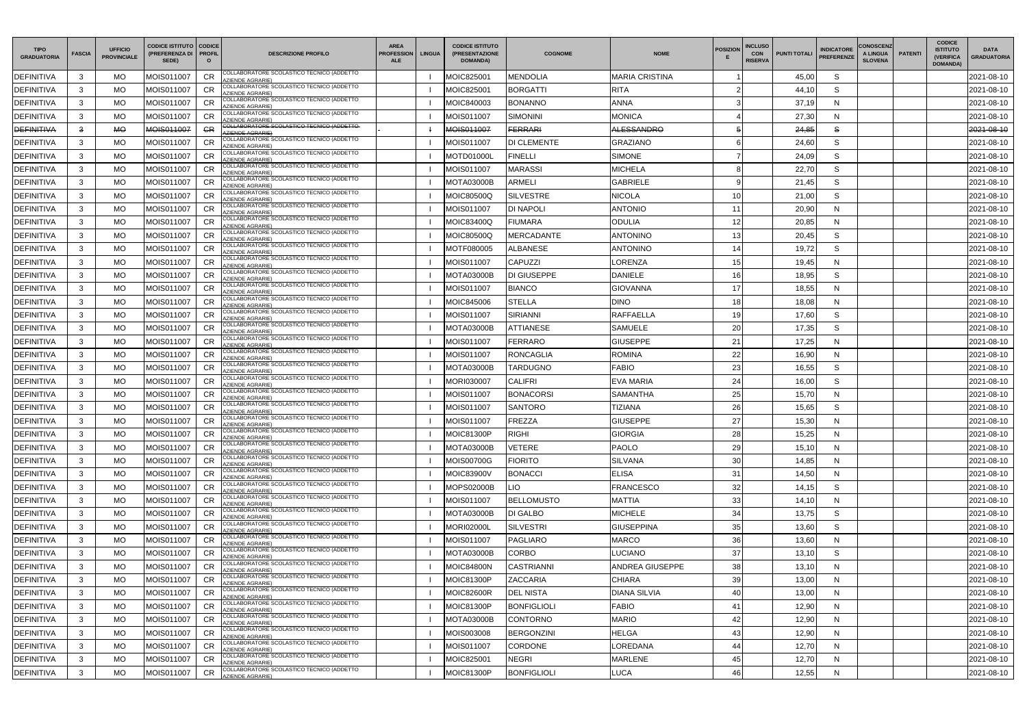| TIPO GRADUATORIA | FASCIA | UFFICIO PROVINCIALE | CODICE ISTITUTO (PREFERENZA DI SEDE) | CODICE PROFILO | DESCRIZIONE PROFILO | AREA PROFESSIONALE | LINGUA | CODICE ISTITUTO (PRESENTAZIONE DOMANDA) | COGNOME | NOME | POSIZIONE | INCLUSO CON RISERVA | PUNTI TOTALI | INDICATORE PREFERENZE | CONOSCENZA LINGUA SLOVENA | PATENTI | CODICE ISTITUTO (VERIFICA DOMANDA) | DATA GRADUATORIA |
|---|---|---|---|---|---|---|---|---|---|---|---|---|---|---|---|---|---|---|
| DEFINITIVA | 3 | MO | MOIS011007 | CR | COLLABORATORE SCOLASTICO TECNICO (ADDETTO AZIENDE AGRARIE) | | I | MOIC825001 | MENDOLIA | MARIA CRISTINA | 1 | | 45,00 | S | | | | 2021-08-10 |
| DEFINITIVA | 3 | MO | MOIS011007 | CR | COLLABORATORE SCOLASTICO TECNICO (ADDETTO AZIENDE AGRARIE) | | I | MOIC825001 | BORGATTI | RITA | 2 | | 44,10 | S | | | | 2021-08-10 |
| DEFINITIVA | 3 | MO | MOIS011007 | CR | COLLABORATORE SCOLASTICO TECNICO (ADDETTO AZIENDE AGRARIE) | | I | MOIC840003 | BONANNO | ANNA | 3 | | 37,19 | N | | | | 2021-08-10 |
| DEFINITIVA | 3 | MO | MOIS011007 | CR | COLLABORATORE SCOLASTICO TECNICO (ADDETTO AZIENDE AGRARIE) | | I | MOIS011007 | SIMONINI | MONICA | 4 | | 27,30 | N | | | | 2021-08-10 |
| ~~DEFINITIVA~~ | ~~3~~ | ~~MO~~ | ~~MOIS011007~~ | ~~CR~~ | ~~COLLABORATORE SCOLASTICO TECNICO (ADDETTO AZIENDE AGRARIE)~~ | - | ~~I~~ | ~~MOIS011007~~ | ~~FERRARI~~ | ~~ALESSANDRO~~ | ~~5~~ | | ~~24,85~~ | ~~S~~ | | | | ~~2021-08-10~~ |
| DEFINITIVA | 3 | MO | MOIS011007 | CR | COLLABORATORE SCOLASTICO TECNICO (ADDETTO AZIENDE AGRARIE) | | I | MOIS011007 | DI CLEMENTE | GRAZIANO | 6 | | 24,60 | S | | | | 2021-08-10 |
| DEFINITIVA | 3 | MO | MOIS011007 | CR | COLLABORATORE SCOLASTICO TECNICO (ADDETTO AZIENDE AGRARIE) | | I | MOTD01000L | FINELLI | SIMONE | 7 | | 24,09 | S | | | | 2021-08-10 |
| DEFINITIVA | 3 | MO | MOIS011007 | CR | COLLABORATORE SCOLASTICO TECNICO (ADDETTO AZIENDE AGRARIE) | | I | MOIS011007 | MARASSI | MICHELA | 8 | | 22,70 | S | | | | 2021-08-10 |
| DEFINITIVA | 3 | MO | MOIS011007 | CR | COLLABORATORE SCOLASTICO TECNICO (ADDETTO AZIENDE AGRARIE) | | I | MOTA03000B | ARMELI | GABRIELE | 9 | | 21,45 | S | | | | 2021-08-10 |
| DEFINITIVA | 3 | MO | MOIS011007 | CR | COLLABORATORE SCOLASTICO TECNICO (ADDETTO AZIENDE AGRARIE) | | I | MOIC80500Q | SILVESTRE | NICOLA | 10 | | 21,00 | S | | | | 2021-08-10 |
| DEFINITIVA | 3 | MO | MOIS011007 | CR | COLLABORATORE SCOLASTICO TECNICO (ADDETTO AZIENDE AGRARIE) | | I | MOIS011007 | DI NAPOLI | ANTONIO | 11 | | 20,90 | N | | | | 2021-08-10 |
| DEFINITIVA | 3 | MO | MOIS011007 | CR | COLLABORATORE SCOLASTICO TECNICO (ADDETTO AZIENDE AGRARIE) | | I | MOIC83400Q | FIUMARA | ODULIA | 12 | | 20,85 | N | | | | 2021-08-10 |
| DEFINITIVA | 3 | MO | MOIS011007 | CR | COLLABORATORE SCOLASTICO TECNICO (ADDETTO AZIENDE AGRARIE) | | I | MOIC80500Q | MERCADANTE | ANTONINO | 13 | | 20,45 | S | | | | 2021-08-10 |
| DEFINITIVA | 3 | MO | MOIS011007 | CR | COLLABORATORE SCOLASTICO TECNICO (ADDETTO AZIENDE AGRARIE) | | I | MOTF080005 | ALBANESE | ANTONINO | 14 | | 19,72 | S | | | | 2021-08-10 |
| DEFINITIVA | 3 | MO | MOIS011007 | CR | COLLABORATORE SCOLASTICO TECNICO (ADDETTO AZIENDE AGRARIE) | | I | MOIS011007 | CAPUZZI | LORENZA | 15 | | 19,45 | N | | | | 2021-08-10 |
| DEFINITIVA | 3 | MO | MOIS011007 | CR | COLLABORATORE SCOLASTICO TECNICO (ADDETTO AZIENDE AGRARIE) | | I | MOTA03000B | DI GIUSEPPE | DANIELE | 16 | | 18,95 | S | | | | 2021-08-10 |
| DEFINITIVA | 3 | MO | MOIS011007 | CR | COLLABORATORE SCOLASTICO TECNICO (ADDETTO AZIENDE AGRARIE) | | I | MOIS011007 | BIANCO | GIOVANNA | 17 | | 18,55 | N | | | | 2021-08-10 |
| DEFINITIVA | 3 | MO | MOIS011007 | CR | COLLABORATORE SCOLASTICO TECNICO (ADDETTO AZIENDE AGRARIE) | | I | MOIC845006 | STELLA | DINO | 18 | | 18,08 | N | | | | 2021-08-10 |
| DEFINITIVA | 3 | MO | MOIS011007 | CR | COLLABORATORE SCOLASTICO TECNICO (ADDETTO AZIENDE AGRARIE) | | I | MOIS011007 | SIRIANNI | RAFFAELLA | 19 | | 17,60 | S | | | | 2021-08-10 |
| DEFINITIVA | 3 | MO | MOIS011007 | CR | COLLABORATORE SCOLASTICO TECNICO (ADDETTO AZIENDE AGRARIE) | | I | MOTA03000B | ATTIANESE | SAMUELE | 20 | | 17,35 | S | | | | 2021-08-10 |
| DEFINITIVA | 3 | MO | MOIS011007 | CR | COLLABORATORE SCOLASTICO TECNICO (ADDETTO AZIENDE AGRARIE) | | I | MOIS011007 | FERRARO | GIUSEPPE | 21 | | 17,25 | N | | | | 2021-08-10 |
| DEFINITIVA | 3 | MO | MOIS011007 | CR | COLLABORATORE SCOLASTICO TECNICO (ADDETTO AZIENDE AGRARIE) | | I | MOIS011007 | RONCAGLIA | ROMINA | 22 | | 16,90 | N | | | | 2021-08-10 |
| DEFINITIVA | 3 | MO | MOIS011007 | CR | COLLABORATORE SCOLASTICO TECNICO (ADDETTO AZIENDE AGRARIE) | | I | MOTA03000B | TARDUGNO | FABIO | 23 | | 16,55 | S | | | | 2021-08-10 |
| DEFINITIVA | 3 | MO | MOIS011007 | CR | COLLABORATORE SCOLASTICO TECNICO (ADDETTO AZIENDE AGRARIE) | | I | MORI030007 | CALIFRI | EVA MARIA | 24 | | 16,00 | S | | | | 2021-08-10 |
| DEFINITIVA | 3 | MO | MOIS011007 | CR | COLLABORATORE SCOLASTICO TECNICO (ADDETTO AZIENDE AGRARIE) | | I | MOIS011007 | BONACORSI | SAMANTHA | 25 | | 15,70 | N | | | | 2021-08-10 |
| DEFINITIVA | 3 | MO | MOIS011007 | CR | COLLABORATORE SCOLASTICO TECNICO (ADDETTO AZIENDE AGRARIE) | | I | MOIS011007 | SANTORO | TIZIANA | 26 | | 15,65 | S | | | | 2021-08-10 |
| DEFINITIVA | 3 | MO | MOIS011007 | CR | COLLABORATORE SCOLASTICO TECNICO (ADDETTO AZIENDE AGRARIE) | | I | MOIS011007 | FREZZA | GIUSEPPE | 27 | | 15,30 | N | | | | 2021-08-10 |
| DEFINITIVA | 3 | MO | MOIS011007 | CR | COLLABORATORE SCOLASTICO TECNICO (ADDETTO AZIENDE AGRARIE) | | I | MOIC81300P | RIGHI | GIORGIA | 28 | | 15,25 | N | | | | 2021-08-10 |
| DEFINITIVA | 3 | MO | MOIS011007 | CR | COLLABORATORE SCOLASTICO TECNICO (ADDETTO AZIENDE AGRARIE) | | I | MOTA03000B | VETERE | PAOLO | 29 | | 15,10 | N | | | | 2021-08-10 |
| DEFINITIVA | 3 | MO | MOIS011007 | CR | COLLABORATORE SCOLASTICO TECNICO (ADDETTO AZIENDE AGRARIE) | | I | MOIS00700G | FIORITO | SILVANA | 30 | | 14,85 | N | | | | 2021-08-10 |
| DEFINITIVA | 3 | MO | MOIS011007 | CR | COLLABORATORE SCOLASTICO TECNICO (ADDETTO AZIENDE AGRARIE) | | I | MOIC83900V | BONACCI | ELISA | 31 | | 14,50 | N | | | | 2021-08-10 |
| DEFINITIVA | 3 | MO | MOIS011007 | CR | COLLABORATORE SCOLASTICO TECNICO (ADDETTO AZIENDE AGRARIE) | | I | MOPS02000B | LIO | FRANCESCO | 32 | | 14,15 | S | | | | 2021-08-10 |
| DEFINITIVA | 3 | MO | MOIS011007 | CR | COLLABORATORE SCOLASTICO TECNICO (ADDETTO AZIENDE AGRARIE) | | I | MOIS011007 | BELLOMUSTO | MATTIA | 33 | | 14,10 | N | | | | 2021-08-10 |
| DEFINITIVA | 3 | MO | MOIS011007 | CR | COLLABORATORE SCOLASTICO TECNICO (ADDETTO AZIENDE AGRARIE) | | I | MOTA03000B | DI GALBO | MICHELE | 34 | | 13,75 | S | | | | 2021-08-10 |
| DEFINITIVA | 3 | MO | MOIS011007 | CR | COLLABORATORE SCOLASTICO TECNICO (ADDETTO AZIENDE AGRARIE) | | I | MORI02000L | SILVESTRI | GIUSEPPINA | 35 | | 13,60 | S | | | | 2021-08-10 |
| DEFINITIVA | 3 | MO | MOIS011007 | CR | COLLABORATORE SCOLASTICO TECNICO (ADDETTO AZIENDE AGRARIE) | | I | MOIS011007 | PAGLIARO | MARCO | 36 | | 13,60 | N | | | | 2021-08-10 |
| DEFINITIVA | 3 | MO | MOIS011007 | CR | COLLABORATORE SCOLASTICO TECNICO (ADDETTO AZIENDE AGRARIE) | | I | MOTA03000B | CORBO | LUCIANO | 37 | | 13,10 | S | | | | 2021-08-10 |
| DEFINITIVA | 3 | MO | MOIS011007 | CR | COLLABORATORE SCOLASTICO TECNICO (ADDETTO AZIENDE AGRARIE) | | I | MOIC84800N | CASTRIANNI | ANDREA GIUSEPPE | 38 | | 13,10 | N | | | | 2021-08-10 |
| DEFINITIVA | 3 | MO | MOIS011007 | CR | COLLABORATORE SCOLASTICO TECNICO (ADDETTO AZIENDE AGRARIE) | | I | MOIC81300P | ZACCARIA | CHIARA | 39 | | 13,00 | N | | | | 2021-08-10 |
| DEFINITIVA | 3 | MO | MOIS011007 | CR | COLLABORATORE SCOLASTICO TECNICO (ADDETTO AZIENDE AGRARIE) | | I | MOIC82600R | DEL NISTA | DIANA SILVIA | 40 | | 13,00 | N | | | | 2021-08-10 |
| DEFINITIVA | 3 | MO | MOIS011007 | CR | COLLABORATORE SCOLASTICO TECNICO (ADDETTO AZIENDE AGRARIE) | | I | MOIC81300P | BONFIGLIOLI | FABIO | 41 | | 12,90 | N | | | | 2021-08-10 |
| DEFINITIVA | 3 | MO | MOIS011007 | CR | COLLABORATORE SCOLASTICO TECNICO (ADDETTO AZIENDE AGRARIE) | | I | MOTA03000B | CONTORNO | MARIO | 42 | | 12,90 | N | | | | 2021-08-10 |
| DEFINITIVA | 3 | MO | MOIS011007 | CR | COLLABORATORE SCOLASTICO TECNICO (ADDETTO AZIENDE AGRARIE) | | I | MOIS003008 | BERGONZINI | HELGA | 43 | | 12,90 | N | | | | 2021-08-10 |
| DEFINITIVA | 3 | MO | MOIS011007 | CR | COLLABORATORE SCOLASTICO TECNICO (ADDETTO AZIENDE AGRARIE) | | I | MOIS011007 | CORDONE | LOREDANA | 44 | | 12,70 | N | | | | 2021-08-10 |
| DEFINITIVA | 3 | MO | MOIS011007 | CR | COLLABORATORE SCOLASTICO TECNICO (ADDETTO AZIENDE AGRARIE) | | I | MOIC825001 | NEGRI | MARLENE | 45 | | 12,70 | N | | | | 2021-08-10 |
| DEFINITIVA | 3 | MO | MOIS011007 | CR | COLLABORATORE SCOLASTICO TECNICO (ADDETTO AZIENDE AGRARIE) | | I | MOIC81300P | BONFIGLIOLI | LUCA | 46 | | 12,55 | N | | | | 2021-08-10 |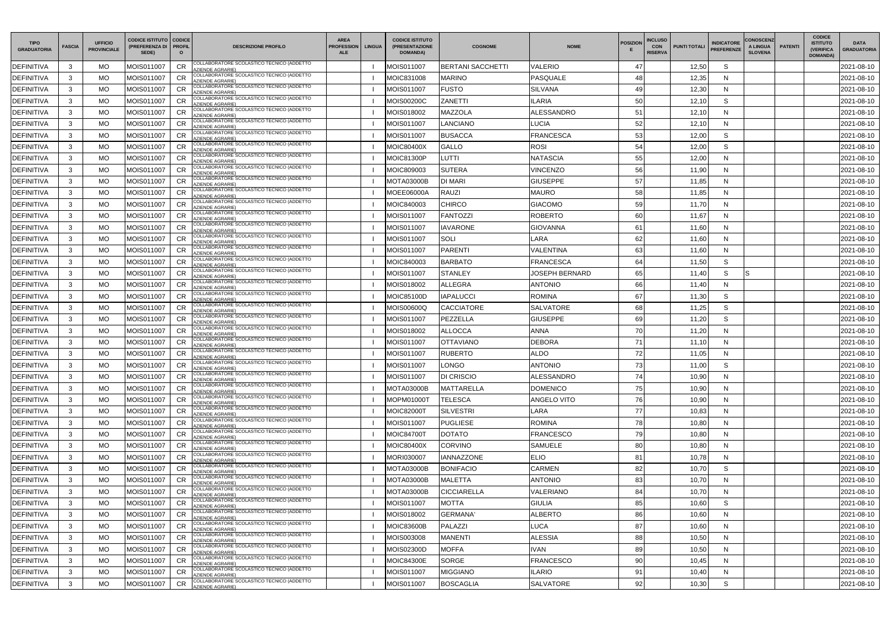| TIPO GRADUATORIA | FASCIA | UFFICIO PROVINCIALE | CODICE ISTITUTO (PREFERENZA DI SEDE) | CODICE PROFILO | DESCRIZIONE PROFILO | AREA PROFESSIONALE | LINGUA | CODICE ISTITUTO (PRESENTAZIONE DOMANDA) | COGNOME | NOME | POSIZIONE | INCLUSO CON RISERVA | PUNTI TOTALI | INDICATORE PREFERENZE | CONOSCENZA LINGUA SLOVENA | PATENTI | CODICE ISTITUTO (VERIFICA DOMANDA) | DATA GRADUATORIA |
|---|---|---|---|---|---|---|---|---|---|---|---|---|---|---|---|---|---|---|
| DEFINITIVA | 3 | MO | MOIS011007 | CR | COLLABORATORE SCOLASTICO TECNICO (ADDETTO AZIENDE AGRARIE) | | I | MOIS011007 | BERTANI SACCHETTI | VALERIO | 47 | | 12,50 | S | | | | 2021-08-10 |
| DEFINITIVA | 3 | MO | MOIS011007 | CR | COLLABORATORE SCOLASTICO TECNICO (ADDETTO AZIENDE AGRARIE) | | I | MOIC831008 | MARINO | PASQUALE | 48 | | 12,35 | N | | | | 2021-08-10 |
| DEFINITIVA | 3 | MO | MOIS011007 | CR | COLLABORATORE SCOLASTICO TECNICO (ADDETTO AZIENDE AGRARIE) | | I | MOIS011007 | FUSTO | SILVANA | 49 | | 12,30 | N | | | | 2021-08-10 |
| DEFINITIVA | 3 | MO | MOIS011007 | CR | COLLABORATORE SCOLASTICO TECNICO (ADDETTO AZIENDE AGRARIE) | | I | MOIS00200C | ZANETTI | ILARIA | 50 | | 12,10 | S | | | | 2021-08-10 |
| DEFINITIVA | 3 | MO | MOIS011007 | CR | COLLABORATORE SCOLASTICO TECNICO (ADDETTO AZIENDE AGRARIE) | | I | MOIS018002 | MAZZOLA | ALESSANDRO | 51 | | 12,10 | N | | | | 2021-08-10 |
| DEFINITIVA | 3 | MO | MOIS011007 | CR | COLLABORATORE SCOLASTICO TECNICO (ADDETTO AZIENDE AGRARIE) | | I | MOIS011007 | LANCIANO | LUCIA | 52 | | 12,10 | N | | | | 2021-08-10 |
| DEFINITIVA | 3 | MO | MOIS011007 | CR | COLLABORATORE SCOLASTICO TECNICO (ADDETTO AZIENDE AGRARIE) | | I | MOIS011007 | BUSACCA | FRANCESCA | 53 | | 12,00 | S | | | | 2021-08-10 |
| DEFINITIVA | 3 | MO | MOIS011007 | CR | COLLABORATORE SCOLASTICO TECNICO (ADDETTO AZIENDE AGRARIE) | | I | MOIC80400X | GALLO | ROSI | 54 | | 12,00 | S | | | | 2021-08-10 |
| DEFINITIVA | 3 | MO | MOIS011007 | CR | COLLABORATORE SCOLASTICO TECNICO (ADDETTO AZIENDE AGRARIE) | | I | MOIC81300P | LUTTI | NATASCIA | 55 | | 12,00 | N | | | | 2021-08-10 |
| DEFINITIVA | 3 | MO | MOIS011007 | CR | COLLABORATORE SCOLASTICO TECNICO (ADDETTO AZIENDE AGRARIE) | | I | MOIC809003 | SUTERA | VINCENZO | 56 | | 11,90 | N | | | | 2021-08-10 |
| DEFINITIVA | 3 | MO | MOIS011007 | CR | COLLABORATORE SCOLASTICO TECNICO (ADDETTO AZIENDE AGRARIE) | | I | MOTA03000B | DI MARI | GIUSEPPE | 57 | | 11,85 | N | | | | 2021-08-10 |
| DEFINITIVA | 3 | MO | MOIS011007 | CR | COLLABORATORE SCOLASTICO TECNICO (ADDETTO AZIENDE AGRARIE) | | I | MOEE06000A | RAUZI | MAURO | 58 | | 11,85 | N | | | | 2021-08-10 |
| DEFINITIVA | 3 | MO | MOIS011007 | CR | COLLABORATORE SCOLASTICO TECNICO (ADDETTO AZIENDE AGRARIE) | | I | MOIC840003 | CHIRCO | GIACOMO | 59 | | 11,70 | N | | | | 2021-08-10 |
| DEFINITIVA | 3 | MO | MOIS011007 | CR | COLLABORATORE SCOLASTICO TECNICO (ADDETTO AZIENDE AGRARIE) | | I | MOIS011007 | FANTOZZI | ROBERTO | 60 | | 11,67 | N | | | | 2021-08-10 |
| DEFINITIVA | 3 | MO | MOIS011007 | CR | COLLABORATORE SCOLASTICO TECNICO (ADDETTO AZIENDE AGRARIE) | | I | MOIS011007 | IAVARONE | GIOVANNA | 61 | | 11,60 | N | | | | 2021-08-10 |
| DEFINITIVA | 3 | MO | MOIS011007 | CR | COLLABORATORE SCOLASTICO TECNICO (ADDETTO AZIENDE AGRARIE) | | I | MOIS011007 | SOLI | LARA | 62 | | 11,60 | N | | | | 2021-08-10 |
| DEFINITIVA | 3 | MO | MOIS011007 | CR | COLLABORATORE SCOLASTICO TECNICO (ADDETTO AZIENDE AGRARIE) | | I | MOIS011007 | PARENTI | VALENTINA | 63 | | 11,60 | N | | | | 2021-08-10 |
| DEFINITIVA | 3 | MO | MOIS011007 | CR | COLLABORATORE SCOLASTICO TECNICO (ADDETTO AZIENDE AGRARIE) | | I | MOIC840003 | BARBATO | FRANCESCA | 64 | | 11,50 | S | | | | 2021-08-10 |
| DEFINITIVA | 3 | MO | MOIS011007 | CR | COLLABORATORE SCOLASTICO TECNICO (ADDETTO AZIENDE AGRARIE) | | I | MOIS011007 | STANLEY | JOSEPH BERNARD | 65 | | 11,40 | S | S | | | 2021-08-10 |
| DEFINITIVA | 3 | MO | MOIS011007 | CR | COLLABORATORE SCOLASTICO TECNICO (ADDETTO AZIENDE AGRARIE) | | I | MOIS018002 | ALLEGRA | ANTONIO | 66 | | 11,40 | N | | | | 2021-08-10 |
| DEFINITIVA | 3 | MO | MOIS011007 | CR | COLLABORATORE SCOLASTICO TECNICO (ADDETTO AZIENDE AGRARIE) | | I | MOIC85100D | IAPALUCCI | ROMINA | 67 | | 11,30 | S | | | | 2021-08-10 |
| DEFINITIVA | 3 | MO | MOIS011007 | CR | COLLABORATORE SCOLASTICO TECNICO (ADDETTO AZIENDE AGRARIE) | | I | MOIS00600Q | CACCIATORE | SALVATORE | 68 | | 11,25 | S | | | | 2021-08-10 |
| DEFINITIVA | 3 | MO | MOIS011007 | CR | COLLABORATORE SCOLASTICO TECNICO (ADDETTO AZIENDE AGRARIE) | | I | MOIS011007 | PEZZELLA | GIUSEPPE | 69 | | 11,20 | S | | | | 2021-08-10 |
| DEFINITIVA | 3 | MO | MOIS011007 | CR | COLLABORATORE SCOLASTICO TECNICO (ADDETTO AZIENDE AGRARIE) | | I | MOIS018002 | ALLOCCA | ANNA | 70 | | 11,20 | N | | | | 2021-08-10 |
| DEFINITIVA | 3 | MO | MOIS011007 | CR | COLLABORATORE SCOLASTICO TECNICO (ADDETTO AZIENDE AGRARIE) | | I | MOIS011007 | OTTAVIANO | DEBORA | 71 | | 11,10 | N | | | | 2021-08-10 |
| DEFINITIVA | 3 | MO | MOIS011007 | CR | COLLABORATORE SCOLASTICO TECNICO (ADDETTO AZIENDE AGRARIE) | | I | MOIS011007 | RUBERTO | ALDO | 72 | | 11,05 | N | | | | 2021-08-10 |
| DEFINITIVA | 3 | MO | MOIS011007 | CR | COLLABORATORE SCOLASTICO TECNICO (ADDETTO AZIENDE AGRARIE) | | I | MOIS011007 | LONGO | ANTONIO | 73 | | 11,00 | S | | | | 2021-08-10 |
| DEFINITIVA | 3 | MO | MOIS011007 | CR | COLLABORATORE SCOLASTICO TECNICO (ADDETTO AZIENDE AGRARIE) | | I | MOIS011007 | DI CRISCIO | ALESSANDRO | 74 | | 10,90 | N | | | | 2021-08-10 |
| DEFINITIVA | 3 | MO | MOIS011007 | CR | COLLABORATORE SCOLASTICO TECNICO (ADDETTO AZIENDE AGRARIE) | | I | MOTA03000B | MATTARELLA | DOMENICO | 75 | | 10,90 | N | | | | 2021-08-10 |
| DEFINITIVA | 3 | MO | MOIS011007 | CR | COLLABORATORE SCOLASTICO TECNICO (ADDETTO AZIENDE AGRARIE) | | I | MOPM01000T | TELESCA | ANGELO VITO | 76 | | 10,90 | N | | | | 2021-08-10 |
| DEFINITIVA | 3 | MO | MOIS011007 | CR | COLLABORATORE SCOLASTICO TECNICO (ADDETTO AZIENDE AGRARIE) | | I | MOIC82000T | SILVESTRI | LARA | 77 | | 10,83 | N | | | | 2021-08-10 |
| DEFINITIVA | 3 | MO | MOIS011007 | CR | COLLABORATORE SCOLASTICO TECNICO (ADDETTO AZIENDE AGRARIE) | | I | MOIS011007 | PUGLIESE | ROMINA | 78 | | 10,80 | N | | | | 2021-08-10 |
| DEFINITIVA | 3 | MO | MOIS011007 | CR | COLLABORATORE SCOLASTICO TECNICO (ADDETTO AZIENDE AGRARIE) | | I | MOIC84700T | DOTATO | FRANCESCO | 79 | | 10,80 | N | | | | 2021-08-10 |
| DEFINITIVA | 3 | MO | MOIS011007 | CR | COLLABORATORE SCOLASTICO TECNICO (ADDETTO AZIENDE AGRARIE) | | I | MOIC80400X | CORVINO | SAMUELE | 80 | | 10,80 | N | | | | 2021-08-10 |
| DEFINITIVA | 3 | MO | MOIS011007 | CR | COLLABORATORE SCOLASTICO TECNICO (ADDETTO AZIENDE AGRARIE) | | I | MORI030007 | IANNAZZONE | ELIO | 81 | | 10,78 | N | | | | 2021-08-10 |
| DEFINITIVA | 3 | MO | MOIS011007 | CR | COLLABORATORE SCOLASTICO TECNICO (ADDETTO AZIENDE AGRARIE) | | I | MOTA03000B | BONIFACIO | CARMEN | 82 | | 10,70 | S | | | | 2021-08-10 |
| DEFINITIVA | 3 | MO | MOIS011007 | CR | COLLABORATORE SCOLASTICO TECNICO (ADDETTO AZIENDE AGRARIE) | | I | MOTA03000B | MALETTA | ANTONIO | 83 | | 10,70 | N | | | | 2021-08-10 |
| DEFINITIVA | 3 | MO | MOIS011007 | CR | COLLABORATORE SCOLASTICO TECNICO (ADDETTO AZIENDE AGRARIE) | | I | MOTA03000B | CICCIARELLA | VALERIANO | 84 | | 10,70 | N | | | | 2021-08-10 |
| DEFINITIVA | 3 | MO | MOIS011007 | CR | COLLABORATORE SCOLASTICO TECNICO (ADDETTO AZIENDE AGRARIE) | | I | MOIS011007 | MOTTA | GIULIA | 85 | | 10,60 | S | | | | 2021-08-10 |
| DEFINITIVA | 3 | MO | MOIS011007 | CR | COLLABORATORE SCOLASTICO TECNICO (ADDETTO AZIENDE AGRARIE) | | I | MOIS018002 | GERMANA' | ALBERTO | 86 | | 10,60 | N | | | | 2021-08-10 |
| DEFINITIVA | 3 | MO | MOIS011007 | CR | COLLABORATORE SCOLASTICO TECNICO (ADDETTO AZIENDE AGRARIE) | | I | MOIC83600B | PALAZZI | LUCA | 87 | | 10,60 | N | | | | 2021-08-10 |
| DEFINITIVA | 3 | MO | MOIS011007 | CR | COLLABORATORE SCOLASTICO TECNICO (ADDETTO AZIENDE AGRARIE) | | I | MOIS003008 | MANENTI | ALESSIA | 88 | | 10,50 | N | | | | 2021-08-10 |
| DEFINITIVA | 3 | MO | MOIS011007 | CR | COLLABORATORE SCOLASTICO TECNICO (ADDETTO AZIENDE AGRARIE) | | I | MOIS02300D | MOFFA | IVAN | 89 | | 10,50 | N | | | | 2021-08-10 |
| DEFINITIVA | 3 | MO | MOIS011007 | CR | COLLABORATORE SCOLASTICO TECNICO (ADDETTO AZIENDE AGRARIE) | | I | MOIC84300E | SORGE | FRANCESCO | 90 | | 10,45 | N | | | | 2021-08-10 |
| DEFINITIVA | 3 | MO | MOIS011007 | CR | COLLABORATORE SCOLASTICO TECNICO (ADDETTO AZIENDE AGRARIE) | | I | MOIS011007 | MIGGIANO | ILARIO | 91 | | 10,40 | N | | | | 2021-08-10 |
| DEFINITIVA | 3 | MO | MOIS011007 | CR | COLLABORATORE SCOLASTICO TECNICO (ADDETTO AZIENDE AGRARIE) | | I | MOIS011007 | BOSCAGLIA | SALVATORE | 92 | | 10,30 | S | | | | 2021-08-10 |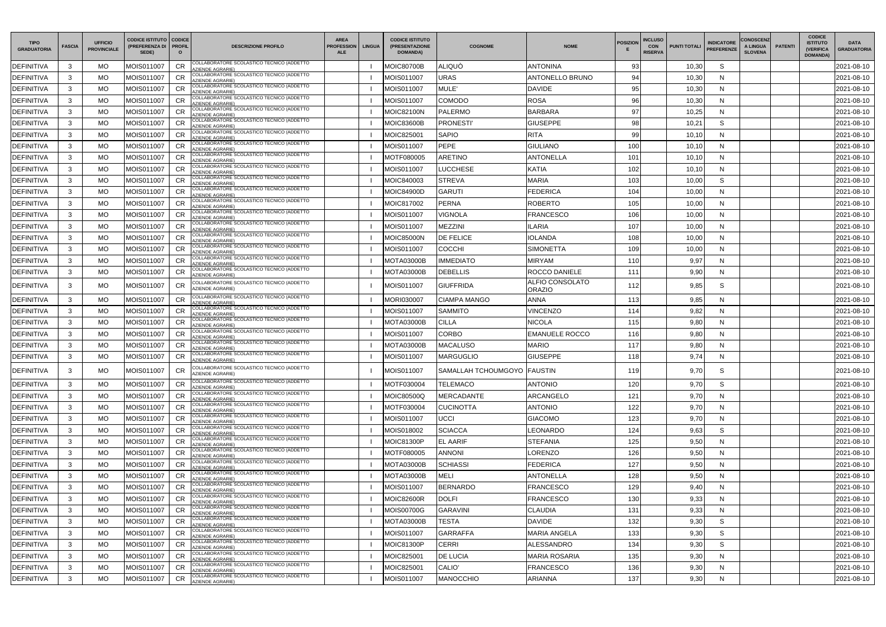| TIPO GRADUATORIA | FASCIA | UFFICIO PROVINCIALE | CODICE ISTITUTO (PREFERENZA DI SEDE) | CODICE PROFILO | DESCRIZIONE PROFILO | AREA PROFESSIONALE | LINGUA | CODICE ISTITUTO (PRESENTAZIONE DOMANDA) | COGNOME | NOME | POSIZIONE | INCLUSO CON RISERVA | PUNTI TOTALI | INDICATORE PREFERENZE | CONOSCENZA LINGUA SLOVENA | PATENTI | CODICE ISTITUTO (VERIFICA DOMANDA) | DATA GRADUATORIA |
|---|---|---|---|---|---|---|---|---|---|---|---|---|---|---|---|---|---|---|
| DEFINITIVA | 3 | MO | MOIS011007 | CR | COLLABORATORE SCOLASTICO TECNICO (ADDETTO AZIENDE AGRARIE) | | I | MOIC80700B | ALIQUÒ | ANTONINA | 93 | | 10,30 | S | | | | 2021-08-10 |
| DEFINITIVA | 3 | MO | MOIS011007 | CR | COLLABORATORE SCOLASTICO TECNICO (ADDETTO AZIENDE AGRARIE) | | I | MOIS011007 | URAS | ANTONELLO BRUNO | 94 | | 10,30 | N | | | | 2021-08-10 |
| DEFINITIVA | 3 | MO | MOIS011007 | CR | COLLABORATORE SCOLASTICO TECNICO (ADDETTO AZIENDE AGRARIE) | | I | MOIS011007 | MULE' | DAVIDE | 95 | | 10,30 | N | | | | 2021-08-10 |
| DEFINITIVA | 3 | MO | MOIS011007 | CR | COLLABORATORE SCOLASTICO TECNICO (ADDETTO AZIENDE AGRARIE) | | I | MOIS011007 | COMODO | ROSA | 96 | | 10,30 | N | | | | 2021-08-10 |
| DEFINITIVA | 3 | MO | MOIS011007 | CR | COLLABORATORE SCOLASTICO TECNICO (ADDETTO AZIENDE AGRARIE) | | I | MOIC82100N | PALERMO | BARBARA | 97 | | 10,25 | N | | | | 2021-08-10 |
| DEFINITIVA | 3 | MO | MOIS011007 | CR | COLLABORATORE SCOLASTICO TECNICO (ADDETTO AZIENDE AGRARIE) | | I | MOIC83600B | PRONESTI' | GIUSEPPE | 98 | | 10,21 | S | | | | 2021-08-10 |
| DEFINITIVA | 3 | MO | MOIS011007 | CR | COLLABORATORE SCOLASTICO TECNICO (ADDETTO AZIENDE AGRARIE) | | I | MOIC825001 | SAPIO | RITA | 99 | | 10,10 | N | | | | 2021-08-10 |
| DEFINITIVA | 3 | MO | MOIS011007 | CR | COLLABORATORE SCOLASTICO TECNICO (ADDETTO AZIENDE AGRARIE) | | I | MOIS011007 | PEPE | GIULIANO | 100 | | 10,10 | N | | | | 2021-08-10 |
| DEFINITIVA | 3 | MO | MOIS011007 | CR | COLLABORATORE SCOLASTICO TECNICO (ADDETTO AZIENDE AGRARIE) | | I | MOTF080005 | ARETINO | ANTONELLA | 101 | | 10,10 | N | | | | 2021-08-10 |
| DEFINITIVA | 3 | MO | MOIS011007 | CR | COLLABORATORE SCOLASTICO TECNICO (ADDETTO AZIENDE AGRARIE) | | I | MOIS011007 | LUCCHESE | KATIA | 102 | | 10,10 | N | | | | 2021-08-10 |
| DEFINITIVA | 3 | MO | MOIS011007 | CR | COLLABORATORE SCOLASTICO TECNICO (ADDETTO AZIENDE AGRARIE) | | I | MOIC840003 | STREVA | MARIA | 103 | | 10,00 | S | | | | 2021-08-10 |
| DEFINITIVA | 3 | MO | MOIS011007 | CR | COLLABORATORE SCOLASTICO TECNICO (ADDETTO AZIENDE AGRARIE) | | I | MOIC84900D | GARUTI | FEDERICA | 104 | | 10,00 | N | | | | 2021-08-10 |
| DEFINITIVA | 3 | MO | MOIS011007 | CR | COLLABORATORE SCOLASTICO TECNICO (ADDETTO AZIENDE AGRARIE) | | I | MOIC817002 | PERNA | ROBERTO | 105 | | 10,00 | N | | | | 2021-08-10 |
| DEFINITIVA | 3 | MO | MOIS011007 | CR | COLLABORATORE SCOLASTICO TECNICO (ADDETTO AZIENDE AGRARIE) | | I | MOIS011007 | VIGNOLA | FRANCESCO | 106 | | 10,00 | N | | | | 2021-08-10 |
| DEFINITIVA | 3 | MO | MOIS011007 | CR | COLLABORATORE SCOLASTICO TECNICO (ADDETTO AZIENDE AGRARIE) | | I | MOIS011007 | MEZZINI | ILARIA | 107 | | 10,00 | N | | | | 2021-08-10 |
| DEFINITIVA | 3 | MO | MOIS011007 | CR | COLLABORATORE SCOLASTICO TECNICO (ADDETTO AZIENDE AGRARIE) | | I | MOIC85000N | DE FELICE | IOLANDA | 108 | | 10,00 | N | | | | 2021-08-10 |
| DEFINITIVA | 3 | MO | MOIS011007 | CR | COLLABORATORE SCOLASTICO TECNICO (ADDETTO AZIENDE AGRARIE) | | I | MOIS011007 | COCCHI | SIMONETTA | 109 | | 10,00 | N | | | | 2021-08-10 |
| DEFINITIVA | 3 | MO | MOIS011007 | CR | COLLABORATORE SCOLASTICO TECNICO (ADDETTO AZIENDE AGRARIE) | | I | MOTA03000B | IMMEDIATO | MIRYAM | 110 | | 9,97 | N | | | | 2021-08-10 |
| DEFINITIVA | 3 | MO | MOIS011007 | CR | COLLABORATORE SCOLASTICO TECNICO (ADDETTO AZIENDE AGRARIE) | | I | MOTA03000B | DEBELLIS | ROCCO DANIELE | 111 | | 9,90 | N | | | | 2021-08-10 |
| DEFINITIVA | 3 | MO | MOIS011007 | CR | COLLABORATORE SCOLASTICO TECNICO (ADDETTO AZIENDE AGRARIE) | | I | MOIS011007 | GIUFFRIDA | ALFIO CONSOLATO ORAZIO | 112 | | 9,85 | S | | | | 2021-08-10 |
| DEFINITIVA | 3 | MO | MOIS011007 | CR | COLLABORATORE SCOLASTICO TECNICO (ADDETTO AZIENDE AGRARIE) | | I | MORI030007 | CIAMPA MANGO | ANNA | 113 | | 9,85 | N | | | | 2021-08-10 |
| DEFINITIVA | 3 | MO | MOIS011007 | CR | COLLABORATORE SCOLASTICO TECNICO (ADDETTO AZIENDE AGRARIE) | | I | MOIS011007 | SAMMITO | VINCENZO | 114 | | 9,82 | N | | | | 2021-08-10 |
| DEFINITIVA | 3 | MO | MOIS011007 | CR | COLLABORATORE SCOLASTICO TECNICO (ADDETTO AZIENDE AGRARIE) | | I | MOTA03000B | CILLA | NICOLA | 115 | | 9,80 | N | | | | 2021-08-10 |
| DEFINITIVA | 3 | MO | MOIS011007 | CR | COLLABORATORE SCOLASTICO TECNICO (ADDETTO AZIENDE AGRARIE) | | I | MOIS011007 | CORBO | EMANUELE ROCCO | 116 | | 9,80 | N | | | | 2021-08-10 |
| DEFINITIVA | 3 | MO | MOIS011007 | CR | COLLABORATORE SCOLASTICO TECNICO (ADDETTO AZIENDE AGRARIE) | | I | MOTA03000B | MACALUSO | MARIO | 117 | | 9,80 | N | | | | 2021-08-10 |
| DEFINITIVA | 3 | MO | MOIS011007 | CR | COLLABORATORE SCOLASTICO TECNICO (ADDETTO AZIENDE AGRARIE) | | I | MOIS011007 | MARGUGLIO | GIUSEPPE | 118 | | 9,74 | N | | | | 2021-08-10 |
| DEFINITIVA | 3 | MO | MOIS011007 | CR | COLLABORATORE SCOLASTICO TECNICO (ADDETTO AZIENDE AGRARIE) | | I | MOIS011007 | SAMALLAH TCHOUMGOYO | FAUSTIN | 119 | | 9,70 | S | | | | 2021-08-10 |
| DEFINITIVA | 3 | MO | MOIS011007 | CR | COLLABORATORE SCOLASTICO TECNICO (ADDETTO AZIENDE AGRARIE) | | I | MOTF030004 | TELEMACO | ANTONIO | 120 | | 9,70 | S | | | | 2021-08-10 |
| DEFINITIVA | 3 | MO | MOIS011007 | CR | COLLABORATORE SCOLASTICO TECNICO (ADDETTO AZIENDE AGRARIE) | | I | MOIC80500Q | MERCADANTE | ARCANGELO | 121 | | 9,70 | N | | | | 2021-08-10 |
| DEFINITIVA | 3 | MO | MOIS011007 | CR | COLLABORATORE SCOLASTICO TECNICO (ADDETTO AZIENDE AGRARIE) | | I | MOTF030004 | CUCINOTTA | ANTONIO | 122 | | 9,70 | N | | | | 2021-08-10 |
| DEFINITIVA | 3 | MO | MOIS011007 | CR | COLLABORATORE SCOLASTICO TECNICO (ADDETTO AZIENDE AGRARIE) | | I | MOIS011007 | UCCI | GIACOMO | 123 | | 9,70 | N | | | | 2021-08-10 |
| DEFINITIVA | 3 | MO | MOIS011007 | CR | COLLABORATORE SCOLASTICO TECNICO (ADDETTO AZIENDE AGRARIE) | | I | MOIS018002 | SCIACCA | LEONARDO | 124 | | 9,63 | S | | | | 2021-08-10 |
| DEFINITIVA | 3 | MO | MOIS011007 | CR | COLLABORATORE SCOLASTICO TECNICO (ADDETTO AZIENDE AGRARIE) | | I | MOIC81300P | EL AARIF | STEFANIA | 125 | | 9,50 | N | | | | 2021-08-10 |
| DEFINITIVA | 3 | MO | MOIS011007 | CR | COLLABORATORE SCOLASTICO TECNICO (ADDETTO AZIENDE AGRARIE) | | I | MOTF080005 | ANNONI | LORENZO | 126 | | 9,50 | N | | | | 2021-08-10 |
| DEFINITIVA | 3 | MO | MOIS011007 | CR | COLLABORATORE SCOLASTICO TECNICO (ADDETTO AZIENDE AGRARIE) | | I | MOTA03000B | SCHIASSI | FEDERICA | 127 | | 9,50 | N | | | | 2021-08-10 |
| DEFINITIVA | 3 | MO | MOIS011007 | CR | COLLABORATORE SCOLASTICO TECNICO (ADDETTO AZIENDE AGRARIE) | | I | MOTA03000B | MELI | ANTONELLA | 128 | | 9,50 | N | | | | 2021-08-10 |
| DEFINITIVA | 3 | MO | MOIS011007 | CR | COLLABORATORE SCOLASTICO TECNICO (ADDETTO AZIENDE AGRARIE) | | I | MOIS011007 | BERNARDO | FRANCESCO | 129 | | 9,40 | N | | | | 2021-08-10 |
| DEFINITIVA | 3 | MO | MOIS011007 | CR | COLLABORATORE SCOLASTICO TECNICO (ADDETTO AZIENDE AGRARIE) | | I | MOIC82600R | DOLFI | FRANCESCO | 130 | | 9,33 | N | | | | 2021-08-10 |
| DEFINITIVA | 3 | MO | MOIS011007 | CR | COLLABORATORE SCOLASTICO TECNICO (ADDETTO AZIENDE AGRARIE) | | I | MOIS00700G | GARAVINI | CLAUDIA | 131 | | 9,33 | N | | | | 2021-08-10 |
| DEFINITIVA | 3 | MO | MOIS011007 | CR | COLLABORATORE SCOLASTICO TECNICO (ADDETTO AZIENDE AGRARIE) | | I | MOTA03000B | TESTA | DAVIDE | 132 | | 9,30 | S | | | | 2021-08-10 |
| DEFINITIVA | 3 | MO | MOIS011007 | CR | COLLABORATORE SCOLASTICO TECNICO (ADDETTO AZIENDE AGRARIE) | | I | MOIS011007 | GARRAFFA | MARIA ANGELA | 133 | | 9,30 | S | | | | 2021-08-10 |
| DEFINITIVA | 3 | MO | MOIS011007 | CR | COLLABORATORE SCOLASTICO TECNICO (ADDETTO AZIENDE AGRARIE) | | I | MOIC81300P | CERRI | ALESSANDRO | 134 | | 9,30 | S | | | | 2021-08-10 |
| DEFINITIVA | 3 | MO | MOIS011007 | CR | COLLABORATORE SCOLASTICO TECNICO (ADDETTO AZIENDE AGRARIE) | | I | MOIC825001 | DE LUCIA | MARIA ROSARIA | 135 | | 9,30 | N | | | | 2021-08-10 |
| DEFINITIVA | 3 | MO | MOIS011007 | CR | COLLABORATORE SCOLASTICO TECNICO (ADDETTO AZIENDE AGRARIE) | | I | MOIC825001 | CALIO' | FRANCESCO | 136 | | 9,30 | N | | | | 2021-08-10 |
| DEFINITIVA | 3 | MO | MOIS011007 | CR | COLLABORATORE SCOLASTICO TECNICO (ADDETTO AZIENDE AGRARIE) | | I | MOIS011007 | MANOCCHIO | ARIANNA | 137 | | 9,30 | N | | | | 2021-08-10 |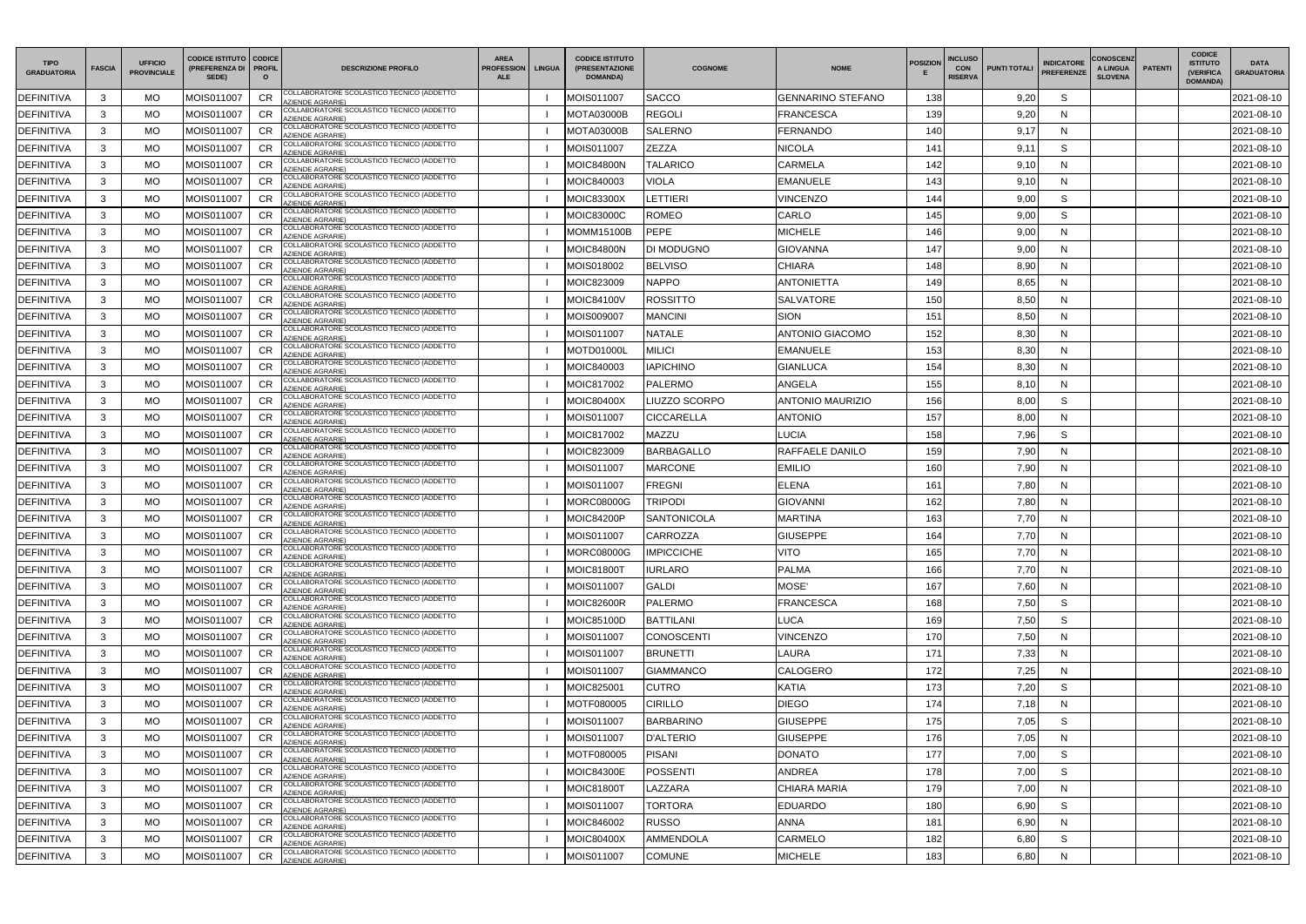| TIPO GRADUATORIA | FASCIA | UFFICIO PROVINCIALE | CODICE ISTITUTO (PREFERENZA DI SEDE) | CODICE PROFILO | DESCRIZIONE PROFILO | AREA PROFESSIONALE | LINGUA | CODICE ISTITUTO (PRESENTAZIONE DOMANDA) | COGNOME | NOME | POSIZIONE | INCLUSO CON RISERVA | PUNTI TOTALI | INDICATORE PREFERENZE | CONOSCENZA LINGUA SLOVENA | PATENTI | CODICE ISTITUTO (VERIFICA DOMANDA) | DATA GRADUATORIA |
|---|---|---|---|---|---|---|---|---|---|---|---|---|---|---|---|---|---|---|
| DEFINITIVA | 3 | MO | MOIS011007 | CR | COLLABORATORE SCOLASTICO TECNICO (ADDETTO AZIENDE AGRARIE) | | I | MOIS011007 | SACCO | GENNARINO STEFANO | 138 | | 9,20 | S | | | | 2021-08-10 |
| DEFINITIVA | 3 | MO | MOIS011007 | CR | COLLABORATORE SCOLASTICO TECNICO (ADDETTO AZIENDE AGRARIE) | | I | MOTA03000B | REGOLI | FRANCESCA | 139 | | 9,20 | N | | | | 2021-08-10 |
| DEFINITIVA | 3 | MO | MOIS011007 | CR | COLLABORATORE SCOLASTICO TECNICO (ADDETTO AZIENDE AGRARIE) | | I | MOTA03000B | SALERNO | FERNANDO | 140 | | 9,17 | N | | | | 2021-08-10 |
| DEFINITIVA | 3 | MO | MOIS011007 | CR | COLLABORATORE SCOLASTICO TECNICO (ADDETTO AZIENDE AGRARIE) | | I | MOIS011007 | ZEZZA | NICOLA | 141 | | 9,11 | S | | | | 2021-08-10 |
| DEFINITIVA | 3 | MO | MOIS011007 | CR | COLLABORATORE SCOLASTICO TECNICO (ADDETTO AZIENDE AGRARIE) | | I | MOIC84800N | TALARICO | CARMELA | 142 | | 9,10 | N | | | | 2021-08-10 |
| DEFINITIVA | 3 | MO | MOIS011007 | CR | COLLABORATORE SCOLASTICO TECNICO (ADDETTO AZIENDE AGRARIE) | | I | MOIC840003 | VIOLA | EMANUELE | 143 | | 9,10 | N | | | | 2021-08-10 |
| DEFINITIVA | 3 | MO | MOIS011007 | CR | COLLABORATORE SCOLASTICO TECNICO (ADDETTO AZIENDE AGRARIE) | | I | MOIC83300X | LETTIERI | VINCENZO | 144 | | 9,00 | S | | | | 2021-08-10 |
| DEFINITIVA | 3 | MO | MOIS011007 | CR | COLLABORATORE SCOLASTICO TECNICO (ADDETTO AZIENDE AGRARIE) | | I | MOIC83000C | ROMEO | CARLO | 145 | | 9,00 | S | | | | 2021-08-10 |
| DEFINITIVA | 3 | MO | MOIS011007 | CR | COLLABORATORE SCOLASTICO TECNICO (ADDETTO AZIENDE AGRARIE) | | I | MOMM15100B | PEPE | MICHELE | 146 | | 9,00 | N | | | | 2021-08-10 |
| DEFINITIVA | 3 | MO | MOIS011007 | CR | COLLABORATORE SCOLASTICO TECNICO (ADDETTO AZIENDE AGRARIE) | | I | MOIC84800N | DI MODUGNO | GIOVANNA | 147 | | 9,00 | N | | | | 2021-08-10 |
| DEFINITIVA | 3 | MO | MOIS011007 | CR | COLLABORATORE SCOLASTICO TECNICO (ADDETTO AZIENDE AGRARIE) | | I | MOIS018002 | BELVISO | CHIARA | 148 | | 8,90 | N | | | | 2021-08-10 |
| DEFINITIVA | 3 | MO | MOIS011007 | CR | COLLABORATORE SCOLASTICO TECNICO (ADDETTO AZIENDE AGRARIE) | | I | MOIC823009 | NAPPO | ANTONIETTA | 149 | | 8,65 | N | | | | 2021-08-10 |
| DEFINITIVA | 3 | MO | MOIS011007 | CR | COLLABORATORE SCOLASTICO TECNICO (ADDETTO AZIENDE AGRARIE) | | I | MOIC84100V | ROSSITTO | SALVATORE | 150 | | 8,50 | N | | | | 2021-08-10 |
| DEFINITIVA | 3 | MO | MOIS011007 | CR | COLLABORATORE SCOLASTICO TECNICO (ADDETTO AZIENDE AGRARIE) | | I | MOIS009007 | MANCINI | SION | 151 | | 8,50 | N | | | | 2021-08-10 |
| DEFINITIVA | 3 | MO | MOIS011007 | CR | COLLABORATORE SCOLASTICO TECNICO (ADDETTO AZIENDE AGRARIE) | | I | MOIS011007 | NATALE | ANTONIO GIACOMO | 152 | | 8,30 | N | | | | 2021-08-10 |
| DEFINITIVA | 3 | MO | MOIS011007 | CR | COLLABORATORE SCOLASTICO TECNICO (ADDETTO AZIENDE AGRARIE) | | I | MOTD01000L | MILICI | EMANUELE | 153 | | 8,30 | N | | | | 2021-08-10 |
| DEFINITIVA | 3 | MO | MOIS011007 | CR | COLLABORATORE SCOLASTICO TECNICO (ADDETTO AZIENDE AGRARIE) | | I | MOIC840003 | IAPICHINO | GIANLUCA | 154 | | 8,30 | N | | | | 2021-08-10 |
| DEFINITIVA | 3 | MO | MOIS011007 | CR | COLLABORATORE SCOLASTICO TECNICO (ADDETTO AZIENDE AGRARIE) | | I | MOIC817002 | PALERMO | ANGELA | 155 | | 8,10 | N | | | | 2021-08-10 |
| DEFINITIVA | 3 | MO | MOIS011007 | CR | COLLABORATORE SCOLASTICO TECNICO (ADDETTO AZIENDE AGRARIE) | | I | MOIC80400X | LIUZZO SCORPO | ANTONIO MAURIZIO | 156 | | 8,00 | S | | | | 2021-08-10 |
| DEFINITIVA | 3 | MO | MOIS011007 | CR | COLLABORATORE SCOLASTICO TECNICO (ADDETTO AZIENDE AGRARIE) | | I | MOIS011007 | CICCARELLA | ANTONIO | 157 | | 8,00 | N | | | | 2021-08-10 |
| DEFINITIVA | 3 | MO | MOIS011007 | CR | COLLABORATORE SCOLASTICO TECNICO (ADDETTO AZIENDE AGRARIE) | | I | MOIC817002 | MAZZU | LUCIA | 158 | | 7,96 | S | | | | 2021-08-10 |
| DEFINITIVA | 3 | MO | MOIS011007 | CR | COLLABORATORE SCOLASTICO TECNICO (ADDETTO AZIENDE AGRARIE) | | I | MOIC823009 | BARBAGALLO | RAFFAELE DANILO | 159 | | 7,90 | N | | | | 2021-08-10 |
| DEFINITIVA | 3 | MO | MOIS011007 | CR | COLLABORATORE SCOLASTICO TECNICO (ADDETTO AZIENDE AGRARIE) | | I | MOIS011007 | MARCONE | EMILIO | 160 | | 7,90 | N | | | | 2021-08-10 |
| DEFINITIVA | 3 | MO | MOIS011007 | CR | COLLABORATORE SCOLASTICO TECNICO (ADDETTO AZIENDE AGRARIE) | | I | MOIS011007 | FREGNI | ELENA | 161 | | 7,80 | N | | | | 2021-08-10 |
| DEFINITIVA | 3 | MO | MOIS011007 | CR | COLLABORATORE SCOLASTICO TECNICO (ADDETTO AZIENDE AGRARIE) | | I | MORC08000G | TRIPODI | GIOVANNI | 162 | | 7,80 | N | | | | 2021-08-10 |
| DEFINITIVA | 3 | MO | MOIS011007 | CR | COLLABORATORE SCOLASTICO TECNICO (ADDETTO AZIENDE AGRARIE) | | I | MOIC84200P | SANTONICOLA | MARTINA | 163 | | 7,70 | N | | | | 2021-08-10 |
| DEFINITIVA | 3 | MO | MOIS011007 | CR | COLLABORATORE SCOLASTICO TECNICO (ADDETTO AZIENDE AGRARIE) | | I | MOIS011007 | CARROZZA | GIUSEPPE | 164 | | 7,70 | N | | | | 2021-08-10 |
| DEFINITIVA | 3 | MO | MOIS011007 | CR | COLLABORATORE SCOLASTICO TECNICO (ADDETTO AZIENDE AGRARIE) | | I | MORC08000G | IMPICCICHE | VITO | 165 | | 7,70 | N | | | | 2021-08-10 |
| DEFINITIVA | 3 | MO | MOIS011007 | CR | COLLABORATORE SCOLASTICO TECNICO (ADDETTO AZIENDE AGRARIE) | | I | MOIC81800T | IURLARO | PALMA | 166 | | 7,70 | N | | | | 2021-08-10 |
| DEFINITIVA | 3 | MO | MOIS011007 | CR | COLLABORATORE SCOLASTICO TECNICO (ADDETTO AZIENDE AGRARIE) | | I | MOIS011007 | GALDI | MOSE' | 167 | | 7,60 | N | | | | 2021-08-10 |
| DEFINITIVA | 3 | MO | MOIS011007 | CR | COLLABORATORE SCOLASTICO TECNICO (ADDETTO AZIENDE AGRARIE) | | I | MOIC82600R | PALERMO | FRANCESCA | 168 | | 7,50 | S | | | | 2021-08-10 |
| DEFINITIVA | 3 | MO | MOIS011007 | CR | COLLABORATORE SCOLASTICO TECNICO (ADDETTO AZIENDE AGRARIE) | | I | MOIC85100D | BATTILANI | LUCA | 169 | | 7,50 | S | | | | 2021-08-10 |
| DEFINITIVA | 3 | MO | MOIS011007 | CR | COLLABORATORE SCOLASTICO TECNICO (ADDETTO AZIENDE AGRARIE) | | I | MOIS011007 | CONOSCENTI | VINCENZO | 170 | | 7,50 | N | | | | 2021-08-10 |
| DEFINITIVA | 3 | MO | MOIS011007 | CR | COLLABORATORE SCOLASTICO TECNICO (ADDETTO AZIENDE AGRARIE) | | I | MOIS011007 | BRUNETTI | LAURA | 171 | | 7,33 | N | | | | 2021-08-10 |
| DEFINITIVA | 3 | MO | MOIS011007 | CR | COLLABORATORE SCOLASTICO TECNICO (ADDETTO AZIENDE AGRARIE) | | I | MOIS011007 | GIAMMANCO | CALOGERO | 172 | | 7,25 | N | | | | 2021-08-10 |
| DEFINITIVA | 3 | MO | MOIS011007 | CR | COLLABORATORE SCOLASTICO TECNICO (ADDETTO AZIENDE AGRARIE) | | I | MOIC825001 | CUTRO | KATIA | 173 | | 7,20 | S | | | | 2021-08-10 |
| DEFINITIVA | 3 | MO | MOIS011007 | CR | COLLABORATORE SCOLASTICO TECNICO (ADDETTO AZIENDE AGRARIE) | | I | MOTF080005 | CIRILLO | DIEGO | 174 | | 7,18 | N | | | | 2021-08-10 |
| DEFINITIVA | 3 | MO | MOIS011007 | CR | COLLABORATORE SCOLASTICO TECNICO (ADDETTO AZIENDE AGRARIE) | | I | MOIS011007 | BARBARINO | GIUSEPPE | 175 | | 7,05 | S | | | | 2021-08-10 |
| DEFINITIVA | 3 | MO | MOIS011007 | CR | COLLABORATORE SCOLASTICO TECNICO (ADDETTO AZIENDE AGRARIE) | | I | MOIS011007 | D'ALTERIO | GIUSEPPE | 176 | | 7,05 | N | | | | 2021-08-10 |
| DEFINITIVA | 3 | MO | MOIS011007 | CR | COLLABORATORE SCOLASTICO TECNICO (ADDETTO AZIENDE AGRARIE) | | I | MOTF080005 | PISANI | DONATO | 177 | | 7,00 | S | | | | 2021-08-10 |
| DEFINITIVA | 3 | MO | MOIS011007 | CR | COLLABORATORE SCOLASTICO TECNICO (ADDETTO AZIENDE AGRARIE) | | I | MOIC84300E | POSSENTI | ANDREA | 178 | | 7,00 | S | | | | 2021-08-10 |
| DEFINITIVA | 3 | MO | MOIS011007 | CR | COLLABORATORE SCOLASTICO TECNICO (ADDETTO AZIENDE AGRARIE) | | I | MOIC81800T | LAZZARA | CHIARA MARIA | 179 | | 7,00 | N | | | | 2021-08-10 |
| DEFINITIVA | 3 | MO | MOIS011007 | CR | COLLABORATORE SCOLASTICO TECNICO (ADDETTO AZIENDE AGRARIE) | | I | MOIS011007 | TORTORA | EDUARDO | 180 | | 6,90 | S | | | | 2021-08-10 |
| DEFINITIVA | 3 | MO | MOIS011007 | CR | COLLABORATORE SCOLASTICO TECNICO (ADDETTO AZIENDE AGRARIE) | | I | MOIC846002 | RUSSO | ANNA | 181 | | 6,90 | N | | | | 2021-08-10 |
| DEFINITIVA | 3 | MO | MOIS011007 | CR | COLLABORATORE SCOLASTICO TECNICO (ADDETTO AZIENDE AGRARIE) | | I | MOIC80400X | AMMENDOLA | CARMELO | 182 | | 6,80 | S | | | | 2021-08-10 |
| DEFINITIVA | 3 | MO | MOIS011007 | CR | COLLABORATORE SCOLASTICO TECNICO (ADDETTO AZIENDE AGRARIE) | | I | MOIS011007 | COMUNE | MICHELE | 183 | | 6,80 | N | | | | 2021-08-10 |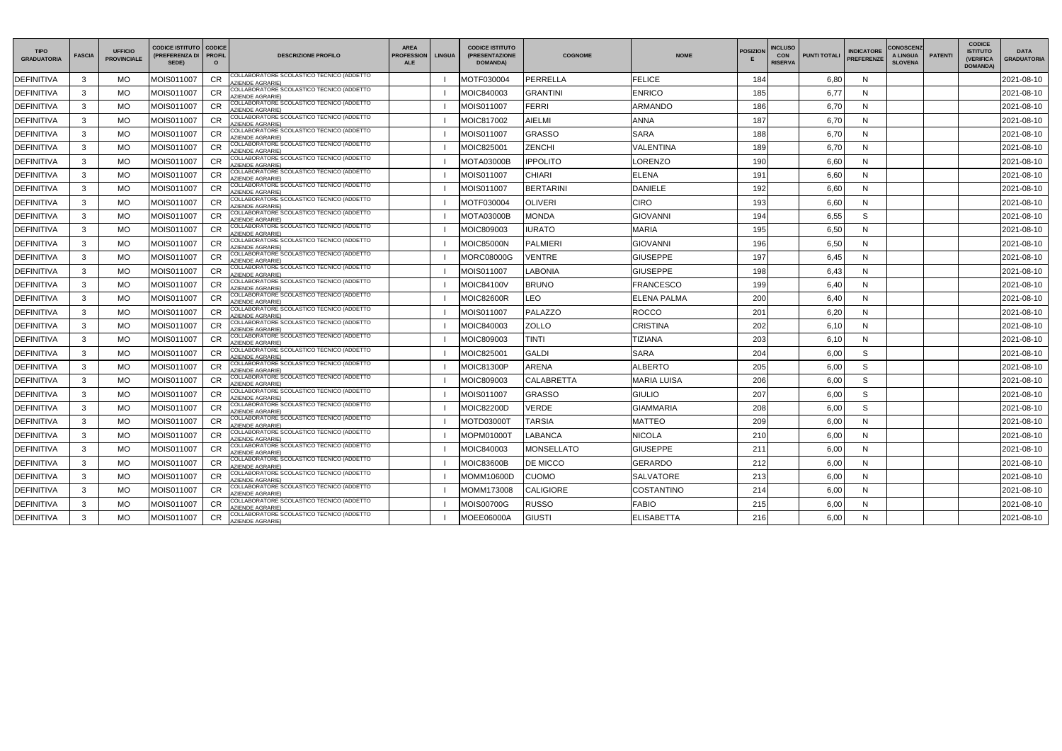| TIPO GRADUATORIA | FASCIA | UFFICIO PROVINCIALE | CODICE ISTITUTO (PREFERENZA DI SEDE) | CODICE PROFILO | DESCRIZIONE PROFILO | AREA PROFESSIONALE | LINGUA | CODICE ISTITUTO (PRESENTAZIONE DOMANDA) | COGNOME | NOME | POSIZIONE | INCLUSO CON RISERVA | PUNTI TOTALI | INDICATORE PREFERENZE | CONOSCENZA LINGUA SLOVENA | PATENTI | CODICE ISTITUTO (VERIFICA DOMANDA) | DATA GRADUATORIA |
|---|---|---|---|---|---|---|---|---|---|---|---|---|---|---|---|---|---|---|
| DEFINITIVA | 3 | MO | MOIS011007 | CR | COLLABORATORE SCOLASTICO TECNICO (ADDETTO AZIENDE AGRARIE) | | I | MOTF030004 | PERRELLA | FELICE | 184 | | 6,80 | N | | | | 2021-08-10 |
| DEFINITIVA | 3 | MO | MOIS011007 | CR | COLLABORATORE SCOLASTICO TECNICO (ADDETTO AZIENDE AGRARIE) | | I | MOIC840003 | GRANTINI | ENRICO | 185 | | 6,77 | N | | | | 2021-08-10 |
| DEFINITIVA | 3 | MO | MOIS011007 | CR | COLLABORATORE SCOLASTICO TECNICO (ADDETTO AZIENDE AGRARIE) | | I | MOIS011007 | FERRI | ARMANDO | 186 | | 6,70 | N | | | | 2021-08-10 |
| DEFINITIVA | 3 | MO | MOIS011007 | CR | COLLABORATORE SCOLASTICO TECNICO (ADDETTO AZIENDE AGRARIE) | | I | MOIC817002 | AIELMI | ANNA | 187 | | 6,70 | N | | | | 2021-08-10 |
| DEFINITIVA | 3 | MO | MOIS011007 | CR | COLLABORATORE SCOLASTICO TECNICO (ADDETTO AZIENDE AGRARIE) | | I | MOIS011007 | GRASSO | SARA | 188 | | 6,70 | N | | | | 2021-08-10 |
| DEFINITIVA | 3 | MO | MOIS011007 | CR | COLLABORATORE SCOLASTICO TECNICO (ADDETTO AZIENDE AGRARIE) | | I | MOIC825001 | ZENCHI | VALENTINA | 189 | | 6,70 | N | | | | 2021-08-10 |
| DEFINITIVA | 3 | MO | MOIS011007 | CR | COLLABORATORE SCOLASTICO TECNICO (ADDETTO AZIENDE AGRARIE) | | I | MOTA03000B | IPPOLITO | LORENZO | 190 | | 6,60 | N | | | | 2021-08-10 |
| DEFINITIVA | 3 | MO | MOIS011007 | CR | COLLABORATORE SCOLASTICO TECNICO (ADDETTO AZIENDE AGRARIE) | | I | MOIS011007 | CHIARI | ELENA | 191 | | 6,60 | N | | | | 2021-08-10 |
| DEFINITIVA | 3 | MO | MOIS011007 | CR | COLLABORATORE SCOLASTICO TECNICO (ADDETTO AZIENDE AGRARIE) | | I | MOIS011007 | BERTARINI | DANIELE | 192 | | 6,60 | N | | | | 2021-08-10 |
| DEFINITIVA | 3 | MO | MOIS011007 | CR | COLLABORATORE SCOLASTICO TECNICO (ADDETTO AZIENDE AGRARIE) | | I | MOTF030004 | OLIVERI | CIRO | 193 | | 6,60 | N | | | | 2021-08-10 |
| DEFINITIVA | 3 | MO | MOIS011007 | CR | COLLABORATORE SCOLASTICO TECNICO (ADDETTO AZIENDE AGRARIE) | | I | MOTA03000B | MONDA | GIOVANNI | 194 | | 6,55 | S | | | | 2021-08-10 |
| DEFINITIVA | 3 | MO | MOIS011007 | CR | COLLABORATORE SCOLASTICO TECNICO (ADDETTO AZIENDE AGRARIE) | | I | MOIC809003 | IURATO | MARIA | 195 | | 6,50 | N | | | | 2021-08-10 |
| DEFINITIVA | 3 | MO | MOIS011007 | CR | COLLABORATORE SCOLASTICO TECNICO (ADDETTO AZIENDE AGRARIE) | | I | MOIC85000N | PALMIERI | GIOVANNI | 196 | | 6,50 | N | | | | 2021-08-10 |
| DEFINITIVA | 3 | MO | MOIS011007 | CR | COLLABORATORE SCOLASTICO TECNICO (ADDETTO AZIENDE AGRARIE) | | I | MORC08000G | VENTRE | GIUSEPPE | 197 | | 6,45 | N | | | | 2021-08-10 |
| DEFINITIVA | 3 | MO | MOIS011007 | CR | COLLABORATORE SCOLASTICO TECNICO (ADDETTO AZIENDE AGRARIE) | | I | MOIS011007 | LABONIA | GIUSEPPE | 198 | | 6,43 | N | | | | 2021-08-10 |
| DEFINITIVA | 3 | MO | MOIS011007 | CR | COLLABORATORE SCOLASTICO TECNICO (ADDETTO AZIENDE AGRARIE) | | I | MOIC84100V | BRUNO | FRANCESCO | 199 | | 6,40 | N | | | | 2021-08-10 |
| DEFINITIVA | 3 | MO | MOIS011007 | CR | COLLABORATORE SCOLASTICO TECNICO (ADDETTO AZIENDE AGRARIE) | | I | MOIC82600R | LEO | ELENA PALMA | 200 | | 6,40 | N | | | | 2021-08-10 |
| DEFINITIVA | 3 | MO | MOIS011007 | CR | COLLABORATORE SCOLASTICO TECNICO (ADDETTO AZIENDE AGRARIE) | | I | MOIS011007 | PALAZZO | ROCCO | 201 | | 6,20 | N | | | | 2021-08-10 |
| DEFINITIVA | 3 | MO | MOIS011007 | CR | COLLABORATORE SCOLASTICO TECNICO (ADDETTO AZIENDE AGRARIE) | | I | MOIC840003 | ZOLLO | CRISTINA | 202 | | 6,10 | N | | | | 2021-08-10 |
| DEFINITIVA | 3 | MO | MOIS011007 | CR | COLLABORATORE SCOLASTICO TECNICO (ADDETTO AZIENDE AGRARIE) | | I | MOIC809003 | TINTI | TIZIANA | 203 | | 6,10 | N | | | | 2021-08-10 |
| DEFINITIVA | 3 | MO | MOIS011007 | CR | COLLABORATORE SCOLASTICO TECNICO (ADDETTO AZIENDE AGRARIE) | | I | MOIC825001 | GALDI | SARA | 204 | | 6,00 | S | | | | 2021-08-10 |
| DEFINITIVA | 3 | MO | MOIS011007 | CR | COLLABORATORE SCOLASTICO TECNICO (ADDETTO AZIENDE AGRARIE) | | I | MOIC81300P | ARENA | ALBERTO | 205 | | 6,00 | S | | | | 2021-08-10 |
| DEFINITIVA | 3 | MO | MOIS011007 | CR | COLLABORATORE SCOLASTICO TECNICO (ADDETTO AZIENDE AGRARIE) | | I | MOIC809003 | CALABRETTA | MARIA LUISA | 206 | | 6,00 | S | | | | 2021-08-10 |
| DEFINITIVA | 3 | MO | MOIS011007 | CR | COLLABORATORE SCOLASTICO TECNICO (ADDETTO AZIENDE AGRARIE) | | I | MOIS011007 | GRASSO | GIULIO | 207 | | 6,00 | S | | | | 2021-08-10 |
| DEFINITIVA | 3 | MO | MOIS011007 | CR | COLLABORATORE SCOLASTICO TECNICO (ADDETTO AZIENDE AGRARIE) | | I | MOIC82200D | VERDE | GIAMMARIA | 208 | | 6,00 | S | | | | 2021-08-10 |
| DEFINITIVA | 3 | MO | MOIS011007 | CR | COLLABORATORE SCOLASTICO TECNICO (ADDETTO AZIENDE AGRARIE) | | I | MOTD03000T | TARSIA | MATTEO | 209 | | 6,00 | N | | | | 2021-08-10 |
| DEFINITIVA | 3 | MO | MOIS011007 | CR | COLLABORATORE SCOLASTICO TECNICO (ADDETTO AZIENDE AGRARIE) | | I | MOPM01000T | LABANCA | NICOLA | 210 | | 6,00 | N | | | | 2021-08-10 |
| DEFINITIVA | 3 | MO | MOIS011007 | CR | COLLABORATORE SCOLASTICO TECNICO (ADDETTO AZIENDE AGRARIE) | | I | MOIC840003 | MONSELLATO | GIUSEPPE | 211 | | 6,00 | N | | | | 2021-08-10 |
| DEFINITIVA | 3 | MO | MOIS011007 | CR | COLLABORATORE SCOLASTICO TECNICO (ADDETTO AZIENDE AGRARIE) | | I | MOIC83600B | DE MICCO | GERARDO | 212 | | 6,00 | N | | | | 2021-08-10 |
| DEFINITIVA | 3 | MO | MOIS011007 | CR | COLLABORATORE SCOLASTICO TECNICO (ADDETTO AZIENDE AGRARIE) | | I | MOMM10600D | CUOMO | SALVATORE | 213 | | 6,00 | N | | | | 2021-08-10 |
| DEFINITIVA | 3 | MO | MOIS011007 | CR | COLLABORATORE SCOLASTICO TECNICO (ADDETTO AZIENDE AGRARIE) | | I | MOMM173008 | CALIGIORE | COSTANTINO | 214 | | 6,00 | N | | | | 2021-08-10 |
| DEFINITIVA | 3 | MO | MOIS011007 | CR | COLLABORATORE SCOLASTICO TECNICO (ADDETTO AZIENDE AGRARIE) | | I | MOIS00700G | RUSSO | FABIO | 215 | | 6,00 | N | | | | 2021-08-10 |
| DEFINITIVA | 3 | MO | MOIS011007 | CR | COLLABORATORE SCOLASTICO TECNICO (ADDETTO AZIENDE AGRARIE) | | I | MOEE06000A | GIUSTI | ELISABETTA | 216 | | 6,00 | N | | | | 2021-08-10 |